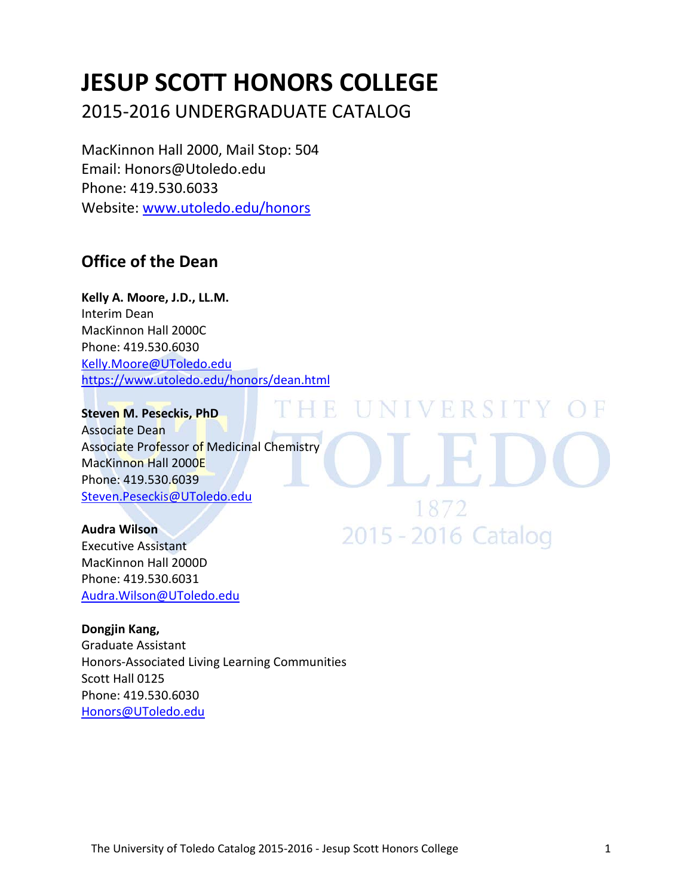# JESUP SCOTT HONORS COLLEGE

2015-2016 UNDERGRADUATE CATALOG

MacKinnon Hall 2000, Mail Stop: 504
Email: Honors@Utoledo.edu
Phone: 419.530.6033
Website: www.utoledo.edu/honors

## Office of the Dean

**Kelly A. Moore, J.D., LL.M.**
Interim Dean
MacKinnon Hall 2000C
Phone: 419.530.6030
Kelly.Moore@UToledo.edu
https://www.utoledo.edu/honors/dean.html

**Steven M. Peseckis, PhD**
Associate Dean
Associate Professor of Medicinal Chemistry
MacKinnon Hall 2000E
Phone: 419.530.6039
Steven.Peseckis@UToledo.edu

**Audra Wilson**
Executive Assistant
MacKinnon Hall 2000D
Phone: 419.530.6031
Audra.Wilson@UToledo.edu

**Dongjin Kang,**
Graduate Assistant
Honors-Associated Living Learning Communities
Scott Hall 0125
Phone: 419.530.6030
Honors@UToledo.edu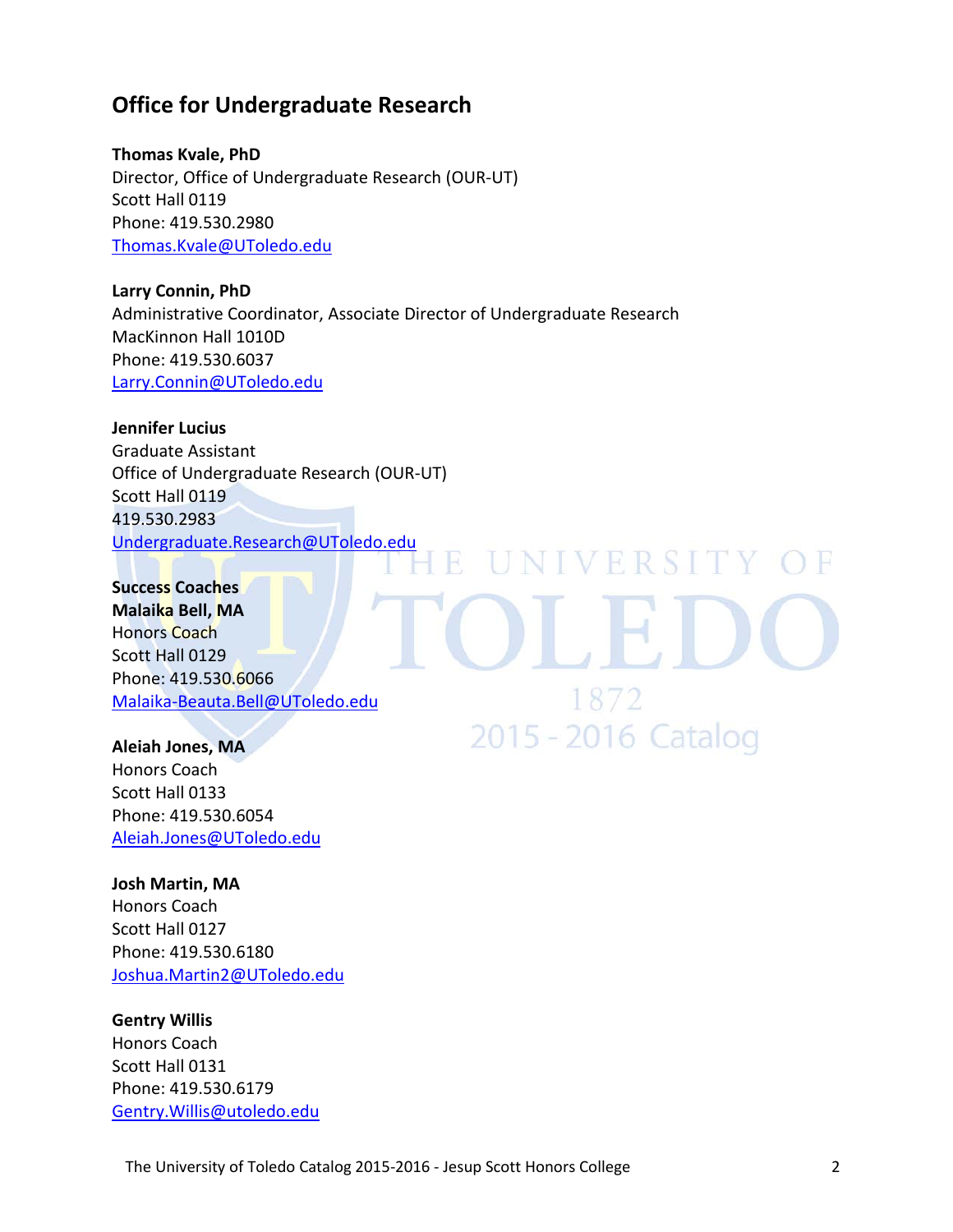## Office for Undergraduate Research

**Thomas Kvale, PhD**
Director, Office of Undergraduate Research (OUR-UT)
Scott Hall 0119
Phone: 419.530.2980
Thomas.Kvale@UToledo.edu

**Larry Connin, PhD**
Administrative Coordinator, Associate Director of Undergraduate Research
MacKinnon Hall 1010D
Phone: 419.530.6037
Larry.Connin@UToledo.edu

**Jennifer Lucius**
Graduate Assistant
Office of Undergraduate Research (OUR-UT)
Scott Hall 0119
419.530.2983
Undergraduate.Research@UToledo.edu

**Success Coaches**

**Malaika Bell, MA**
Honors Coach
Scott Hall 0129
Phone: 419.530.6066
Malaika-Beauta.Bell@UToledo.edu

**Aleiah Jones, MA**
Honors Coach
Scott Hall 0133
Phone: 419.530.6054
Aleiah.Jones@UToledo.edu

**Josh Martin, MA**
Honors Coach
Scott Hall 0127
Phone: 419.530.6180
Joshua.Martin2@UToledo.edu

**Gentry Willis**
Honors Coach
Scott Hall 0131
Phone: 419.530.6179
Gentry.Willis@utoledo.edu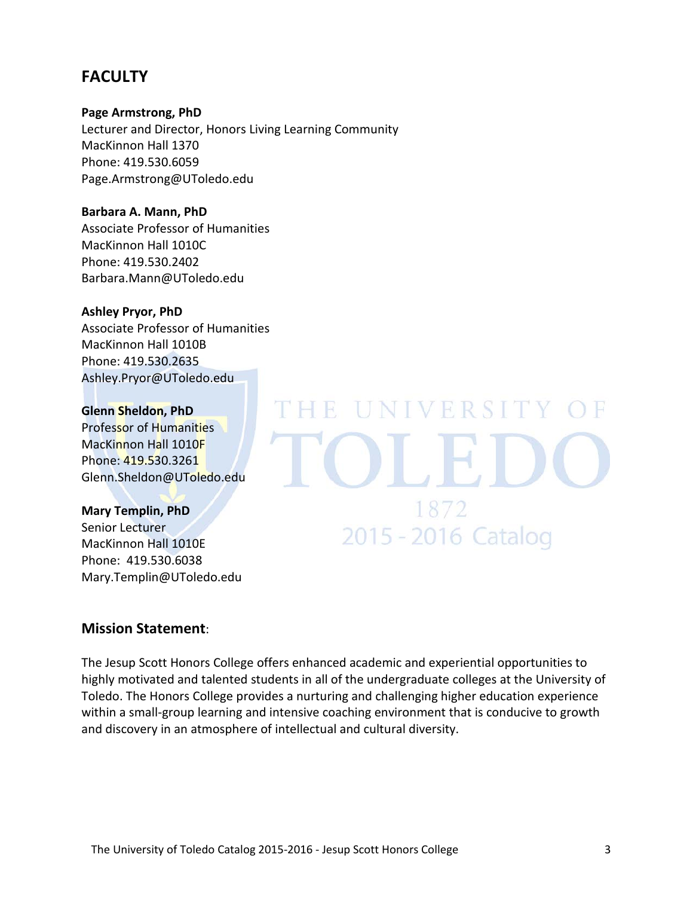## FACULTY

**Page Armstrong, PhD**
Lecturer and Director, Honors Living Learning Community
MacKinnon Hall 1370
Phone: 419.530.6059
Page.Armstrong@UToledo.edu

**Barbara A. Mann, PhD**
Associate Professor of Humanities
MacKinnon Hall 1010C
Phone: 419.530.2402
Barbara.Mann@UToledo.edu

**Ashley Pryor, PhD**
Associate Professor of Humanities
MacKinnon Hall 1010B
Phone: 419.530.2635
Ashley.Pryor@UToledo.edu

**Glenn Sheldon, PhD**
Professor of Humanities
MacKinnon Hall 1010F
Phone: 419.530.3261
Glenn.Sheldon@UToledo.edu

**Mary Templin, PhD**
Senior Lecturer
MacKinnon Hall 1010E
Phone: 419.530.6038
Mary.Templin@UToledo.edu

### Mission Statement:

The Jesup Scott Honors College offers enhanced academic and experiential opportunities to highly motivated and talented students in all of the undergraduate colleges at the University of Toledo. The Honors College provides a nurturing and challenging higher education experience within a small-group learning and intensive coaching environment that is conducive to growth and discovery in an atmosphere of intellectual and cultural diversity.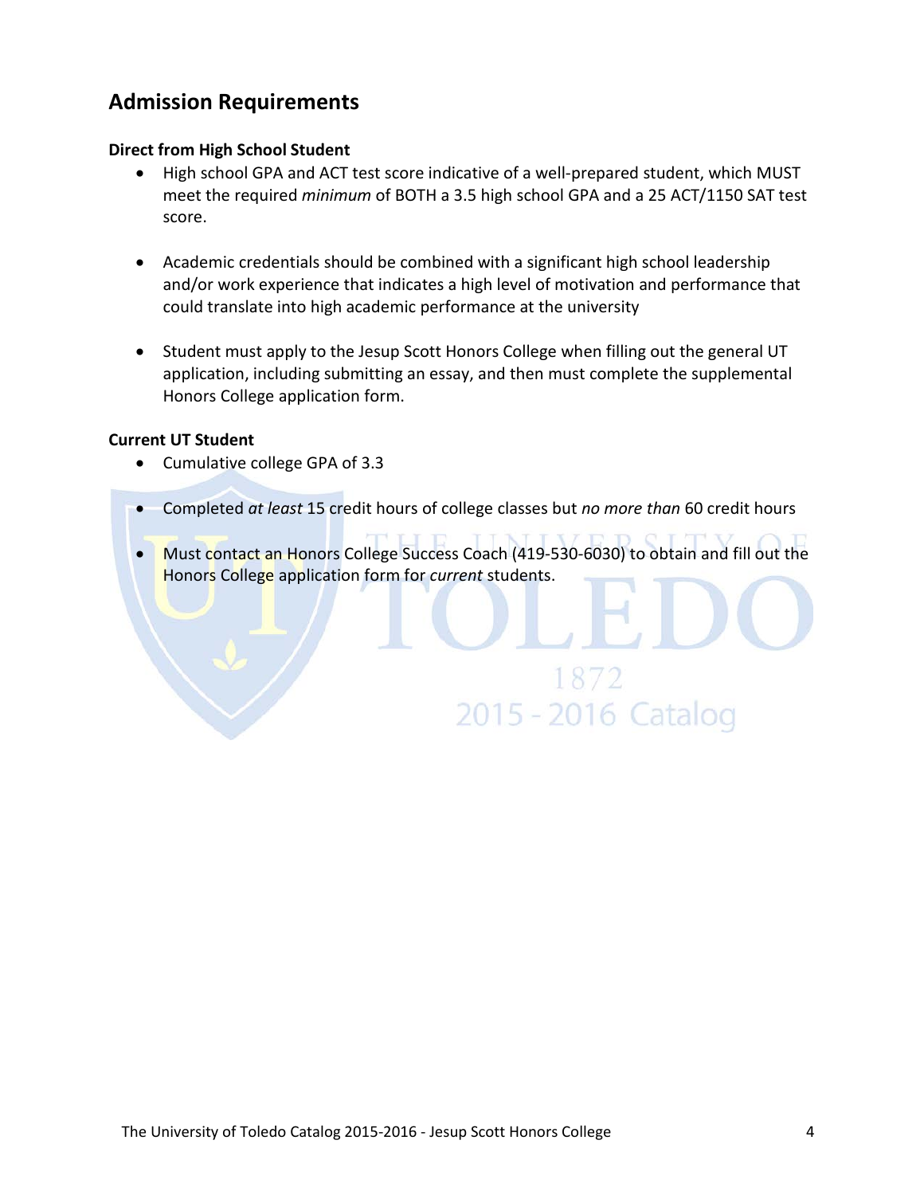## Admission Requirements

**Direct from High School Student**

- High school GPA and ACT test score indicative of a well-prepared student, which MUST meet the required *minimum* of BOTH a 3.5 high school GPA and a 25 ACT/1150 SAT test score.

- Academic credentials should be combined with a significant high school leadership and/or work experience that indicates a high level of motivation and performance that could translate into high academic performance at the university

- Student must apply to the Jesup Scott Honors College when filling out the general UT application, including submitting an essay, and then must complete the supplemental Honors College application form.

**Current UT Student**

- Cumulative college GPA of 3.3

- Completed *at least* 15 credit hours of college classes but *no more than* 60 credit hours

- Must contact an Honors College Success Coach (419-530-6030) to obtain and fill out the Honors College application form for *current* students.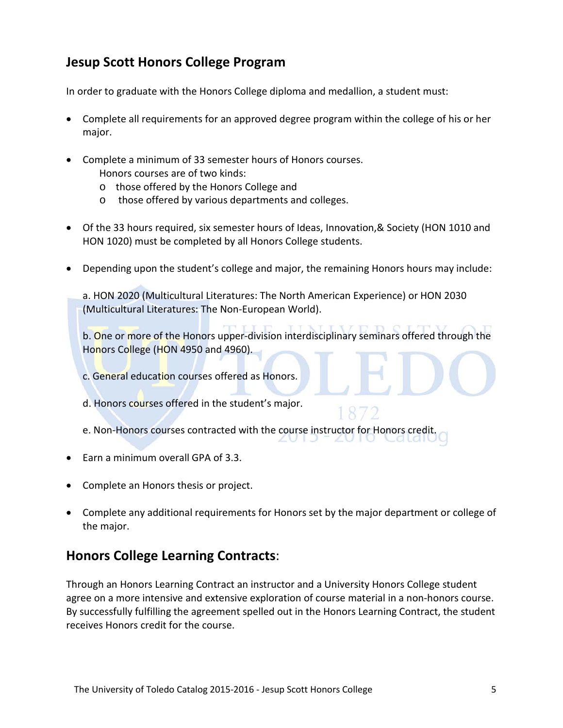## Jesup Scott Honors College Program

In order to graduate with the Honors College diploma and medallion, a student must:

- Complete all requirements for an approved degree program within the college of his or her major.
- Complete a minimum of 33 semester hours of Honors courses.
  Honors courses are of two kinds:
  - those offered by the Honors College and
  - those offered by various departments and colleges.
- Of the 33 hours required, six semester hours of Ideas, Innovation,& Society (HON 1010 and HON 1020) must be completed by all Honors College students.
- Depending upon the student's college and major, the remaining Honors hours may include:

  a. HON 2020 (Multicultural Literatures: The North American Experience) or HON 2030 (Multicultural Literatures: The Non-European World).

  b. One or more of the Honors upper-division interdisciplinary seminars offered through the Honors College (HON 4950 and 4960).

  c. General education courses offered as Honors.

  d. Honors courses offered in the student's major.

  e. Non-Honors courses contracted with the course instructor for Honors credit.
- Earn a minimum overall GPA of 3.3.
- Complete an Honors thesis or project.
- Complete any additional requirements for Honors set by the major department or college of the major.

## Honors College Learning Contracts:

Through an Honors Learning Contract an instructor and a University Honors College student agree on a more intensive and extensive exploration of course material in a non-honors course. By successfully fulfilling the agreement spelled out in the Honors Learning Contract, the student receives Honors credit for the course.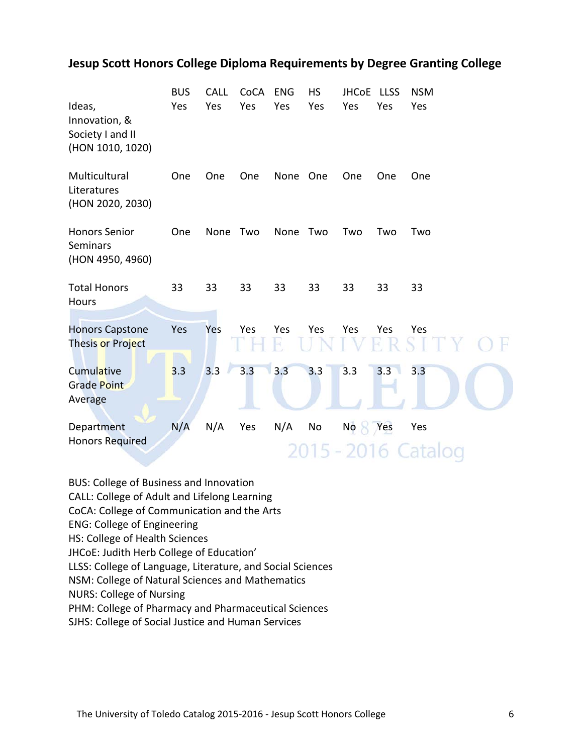## Jesup Scott Honors College Diploma Requirements by Degree Granting College

| | BUS | CALL | CoCA | ENG | HS | JHCoE | LLSS | NSM |
|---|---|---|---|---|---|---|---|---|
| Ideas, Innovation, & Society I and II (HON 1010, 1020) | Yes | Yes | Yes | Yes | Yes | Yes | Yes | Yes |
| Multicultural Literatures (HON 2020, 2030) | One | One | One | None | One | One | One | One |
| Honors Senior Seminars (HON 4950, 4960) | One | None | Two | None | Two | Two | Two | Two |
| Total Honors Hours | 33 | 33 | 33 | 33 | 33 | 33 | 33 | 33 |
| Honors Capstone Thesis or Project | Yes | Yes | Yes | Yes | Yes | Yes | Yes | Yes |
| Cumulative Grade Point Average | 3.3 | 3.3 | 3.3 | 3.3 | 3.3 | 3.3 | 3.3 | 3.3 |
| Department Honors Required | N/A | N/A | Yes | N/A | No | No | Yes | Yes |

BUS: College of Business and Innovation
CALL: College of Adult and Lifelong Learning
CoCA: College of Communication and the Arts
ENG: College of Engineering
HS: College of Health Sciences
JHCoE: Judith Herb College of Education'
LLSS: College of Language, Literature, and Social Sciences
NSM: College of Natural Sciences and Mathematics
NURS: College of Nursing
PHM: College of Pharmacy and Pharmaceutical Sciences
SJHS: College of Social Justice and Human Services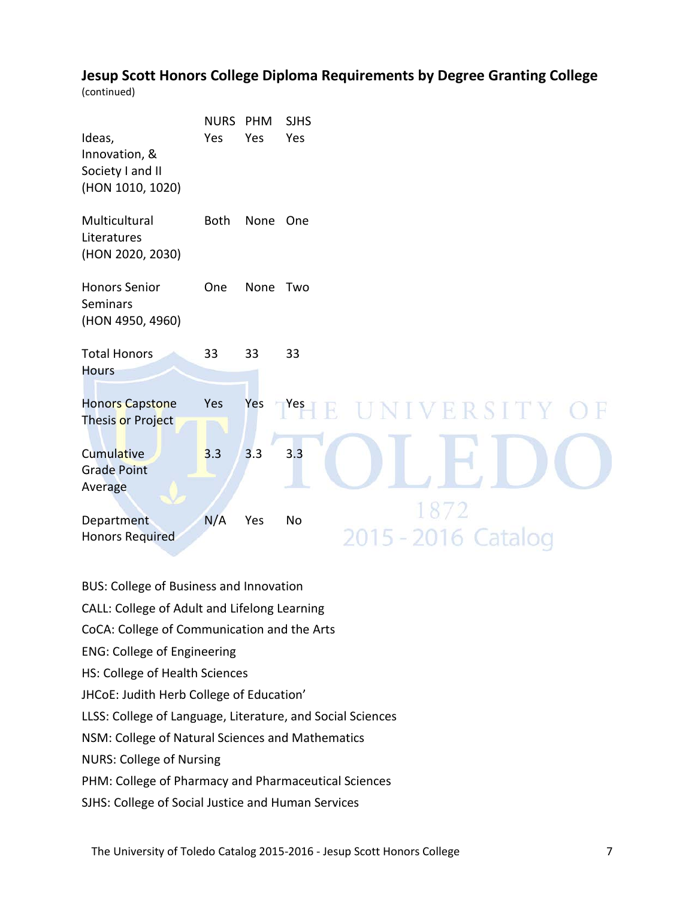## Jesup Scott Honors College Diploma Requirements by Degree Granting College

(continued)

| | NURS | PHM | SJHS |
|---|---|---|---|
| Ideas, Innovation, & Society I and II (HON 1010, 1020) | Yes | Yes | Yes |
| Multicultural Literatures (HON 2020, 2030) | Both | None | One |
| Honors Senior Seminars (HON 4950, 4960) | One | None | Two |
| Total Honors Hours | 33 | 33 | 33 |
| Honors Capstone Thesis or Project | Yes | Yes | Yes |
| Cumulative Grade Point Average | 3.3 | 3.3 | 3.3 |
| Department Honors Required | N/A | Yes | No |

BUS: College of Business and Innovation

CALL: College of Adult and Lifelong Learning

CoCA: College of Communication and the Arts

ENG: College of Engineering

HS: College of Health Sciences

JHCoE: Judith Herb College of Education'

LLSS: College of Language, Literature, and Social Sciences

NSM: College of Natural Sciences and Mathematics

NURS: College of Nursing

PHM: College of Pharmacy and Pharmaceutical Sciences

SJHS: College of Social Justice and Human Services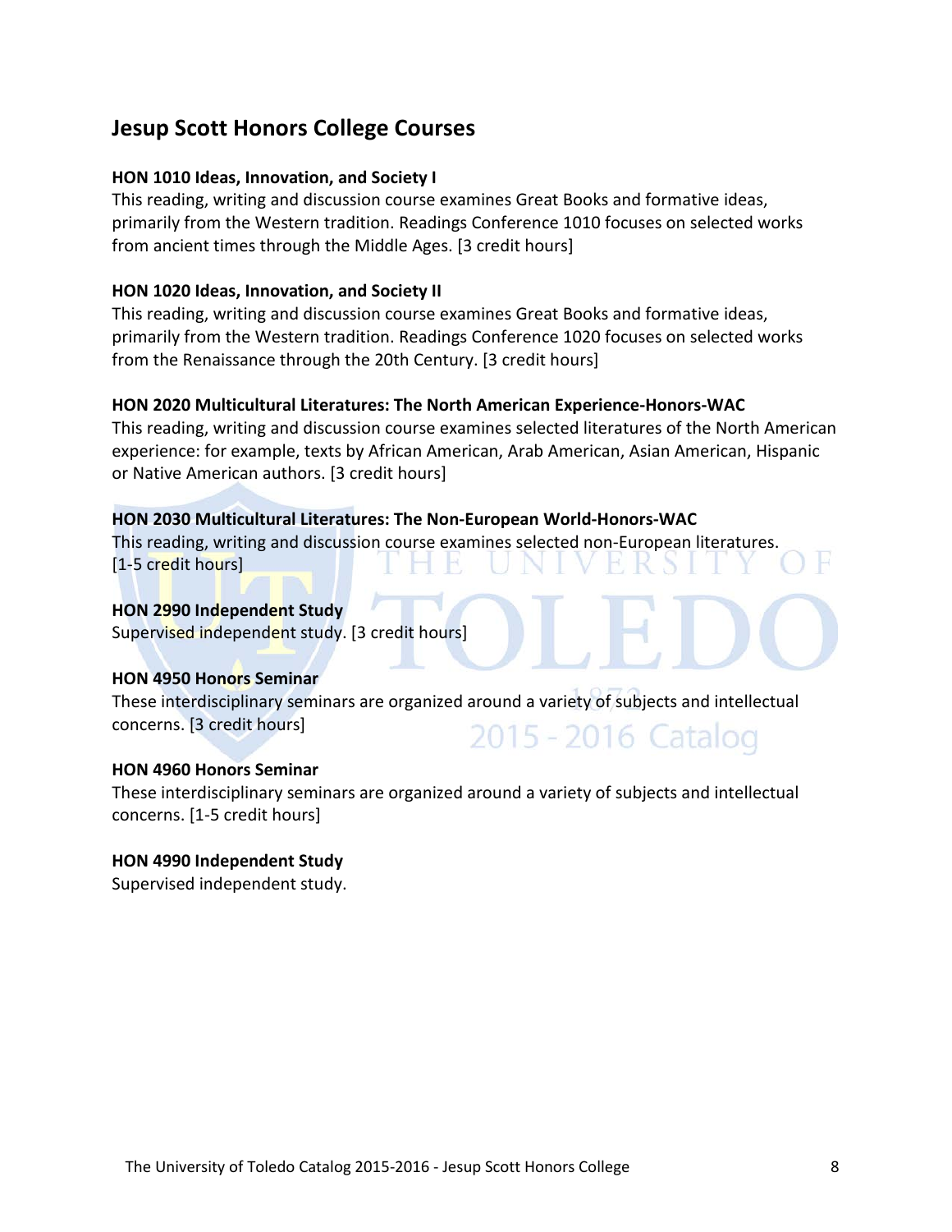## Jesup Scott Honors College Courses

**HON 1010 Ideas, Innovation, and Society I**
This reading, writing and discussion course examines Great Books and formative ideas, primarily from the Western tradition. Readings Conference 1010 focuses on selected works from ancient times through the Middle Ages. [3 credit hours]

**HON 1020 Ideas, Innovation, and Society II**
This reading, writing and discussion course examines Great Books and formative ideas, primarily from the Western tradition. Readings Conference 1020 focuses on selected works from the Renaissance through the 20th Century. [3 credit hours]

**HON 2020 Multicultural Literatures: The North American Experience-Honors-WAC**
This reading, writing and discussion course examines selected literatures of the North American experience: for example, texts by African American, Arab American, Asian American, Hispanic or Native American authors. [3 credit hours]

**HON 2030 Multicultural Literatures: The Non-European World-Honors-WAC**
This reading, writing and discussion course examines selected non-European literatures. [1-5 credit hours]

**HON 2990 Independent Study**
Supervised independent study. [3 credit hours]

**HON 4950 Honors Seminar**
These interdisciplinary seminars are organized around a variety of subjects and intellectual concerns. [3 credit hours]

**HON 4960 Honors Seminar**
These interdisciplinary seminars are organized around a variety of subjects and intellectual concerns. [1-5 credit hours]

**HON 4990 Independent Study**
Supervised independent study.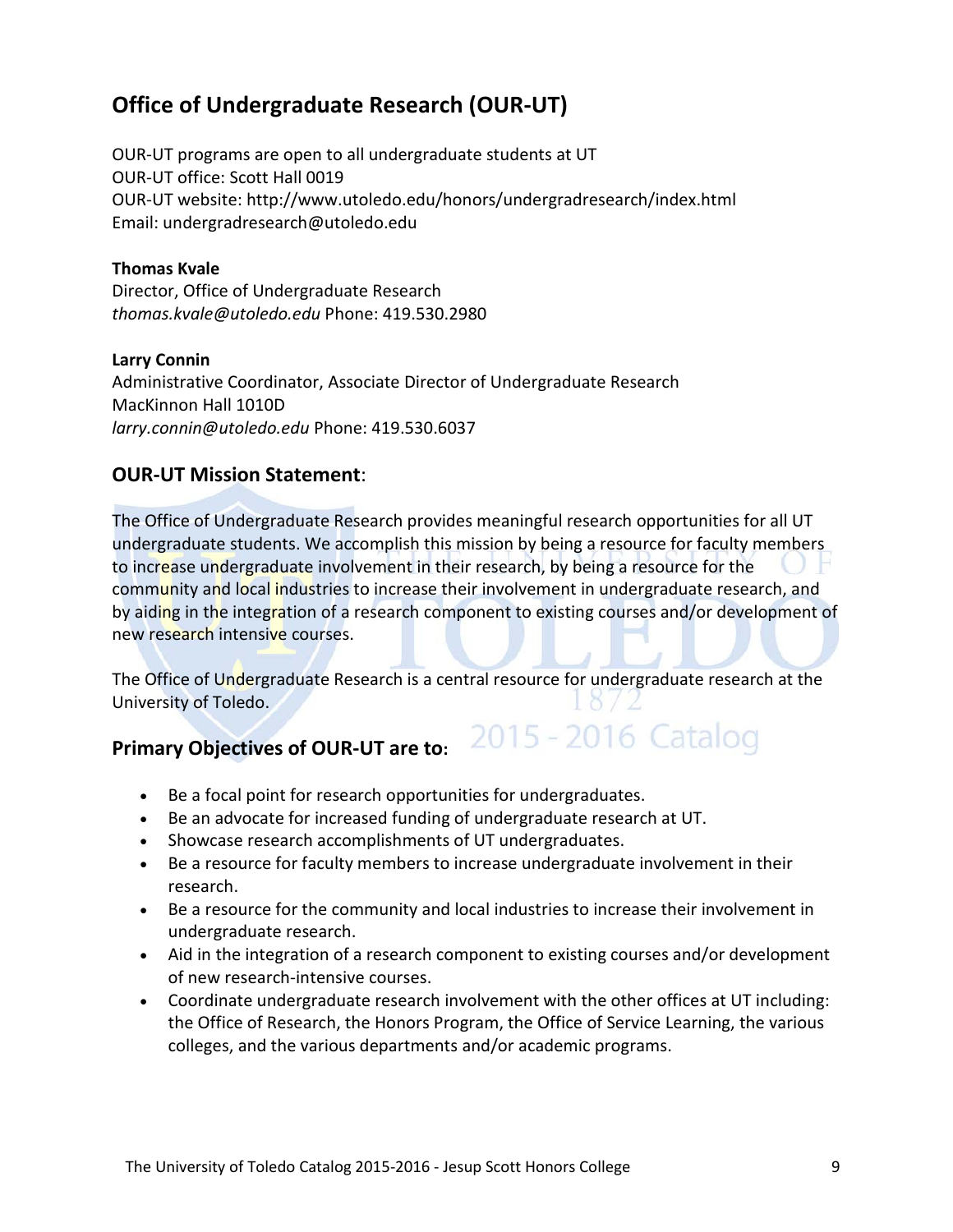## Office of Undergraduate Research (OUR-UT)

OUR-UT programs are open to all undergraduate students at UT
OUR-UT office: Scott Hall 0019
OUR-UT website: http://www.utoledo.edu/honors/undergradresearch/index.html
Email: undergradresearch@utoledo.edu

**Thomas Kvale**
Director, Office of Undergraduate Research
*thomas.kvale@utoledo.edu* Phone: 419.530.2980

**Larry Connin**
Administrative Coordinator, Associate Director of Undergraduate Research
MacKinnon Hall 1010D
*larry.connin@utoledo.edu* Phone: 419.530.6037

### OUR-UT Mission Statement:

The Office of Undergraduate Research provides meaningful research opportunities for all UT undergraduate students. We accomplish this mission by being a resource for faculty members to increase undergraduate involvement in their research, by being a resource for the community and local industries to increase their involvement in undergraduate research, and by aiding in the integration of a research component to existing courses and/or development of new research intensive courses.

The Office of Undergraduate Research is a central resource for undergraduate research at the University of Toledo.

### Primary Objectives of OUR-UT are to:

- Be a focal point for research opportunities for undergraduates.
- Be an advocate for increased funding of undergraduate research at UT.
- Showcase research accomplishments of UT undergraduates.
- Be a resource for faculty members to increase undergraduate involvement in their research.
- Be a resource for the community and local industries to increase their involvement in undergraduate research.
- Aid in the integration of a research component to existing courses and/or development of new research-intensive courses.
- Coordinate undergraduate research involvement with the other offices at UT including: the Office of Research, the Honors Program, the Office of Service Learning, the various colleges, and the various departments and/or academic programs.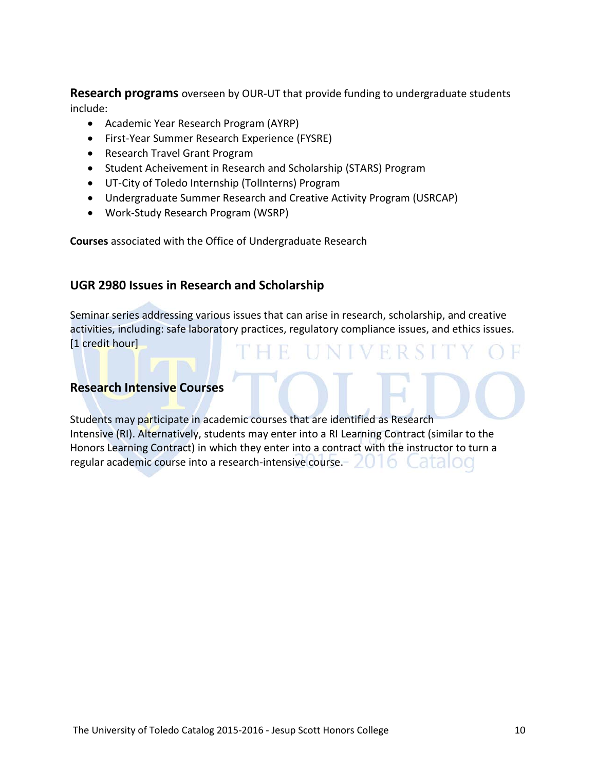**Research programs** overseen by OUR-UT that provide funding to undergraduate students include:

- Academic Year Research Program (AYRP)
- First-Year Summer Research Experience (FYSRE)
- Research Travel Grant Program
- Student Acheivement in Research and Scholarship (STARS) Program
- UT-City of Toledo Internship (TolInterns) Program
- Undergraduate Summer Research and Creative Activity Program (USRCAP)
- Work-Study Research Program (WSRP)

**Courses** associated with the Office of Undergraduate Research

## UGR 2980 Issues in Research and Scholarship

Seminar series addressing various issues that can arise in research, scholarship, and creative activities, including: safe laboratory practices, regulatory compliance issues, and ethics issues. [1 credit hour]

## Research Intensive Courses

Students may participate in academic courses that are identified as Research Intensive (RI). Alternatively, students may enter into a RI Learning Contract (similar to the Honors Learning Contract) in which they enter into a contract with the instructor to turn a regular academic course into a research-intensive course.